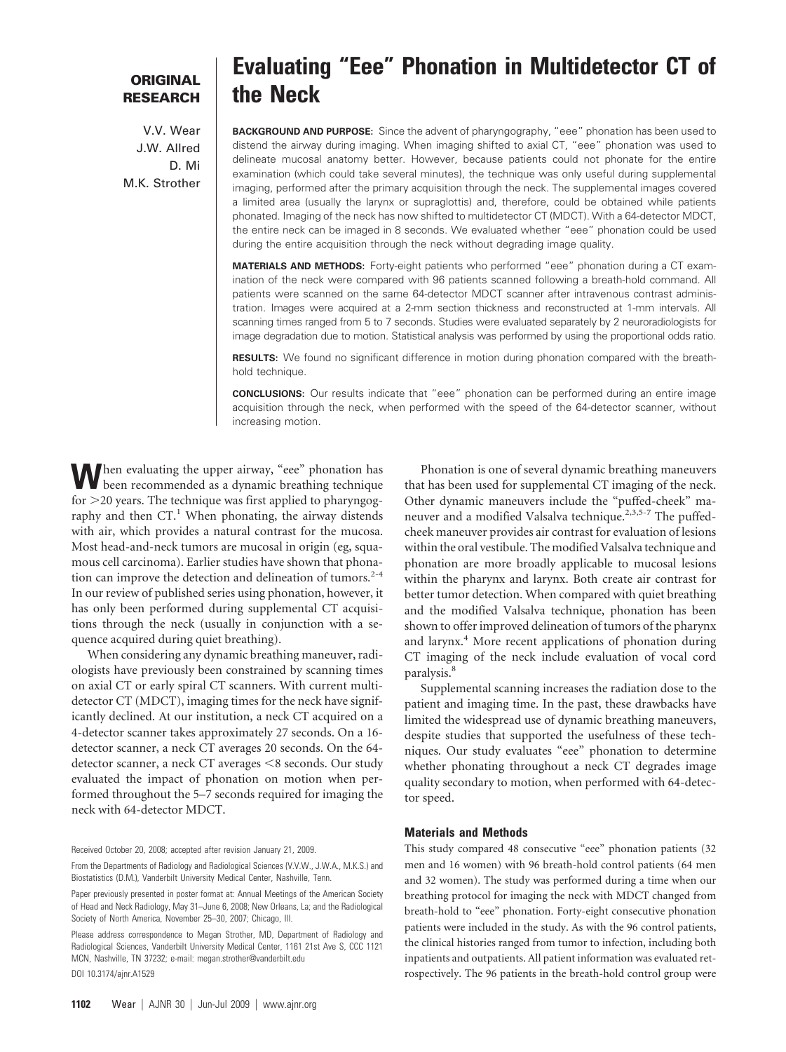**ORIGINAL RESEARCH**

# Evaluating "Eee" Phonation in Multidetector CT of the Neck

V.V. Wear
J.W. Allred
D. Mi
M.K. Strother

**BACKGROUND AND PURPOSE:** Since the advent of pharyngography, "eee" phonation has been used to distend the airway during imaging. When imaging shifted to axial CT, "eee" phonation was used to delineate mucosal anatomy better. However, because patients could not phonate for the entire examination (which could take several minutes), the technique was only useful during supplemental imaging, performed after the primary acquisition through the neck. The supplemental images covered a limited area (usually the larynx or supraglottis) and, therefore, could be obtained while patients phonated. Imaging of the neck has now shifted to multidetector CT (MDCT). With a 64-detector MDCT, the entire neck can be imaged in 8 seconds. We evaluated whether "eee" phonation could be used during the entire acquisition through the neck without degrading image quality.

**MATERIALS AND METHODS:** Forty-eight patients who performed "eee" phonation during a CT examination of the neck were compared with 96 patients scanned following a breath-hold command. All patients were scanned on the same 64-detector MDCT scanner after intravenous contrast administration. Images were acquired at a 2-mm section thickness and reconstructed at 1-mm intervals. All scanning times ranged from 5 to 7 seconds. Studies were evaluated separately by 2 neuroradiologists for image degradation due to motion. Statistical analysis was performed by using the proportional odds ratio.

**RESULTS:** We found no significant difference in motion during phonation compared with the breath-hold technique.

**CONCLUSIONS:** Our results indicate that "eee" phonation can be performed during an entire image acquisition through the neck, when performed with the speed of the 64-detector scanner, without increasing motion.

When evaluating the upper airway, "eee" phonation has been recommended as a dynamic breathing technique for >20 years. The technique was first applied to pharyngography and then CT.[1] When phonating, the airway distends with air, which provides a natural contrast for the mucosa. Most head-and-neck tumors are mucosal in origin (eg, squamous cell carcinoma). Earlier studies have shown that phonation can improve the detection and delineation of tumors.[2-4] In our review of published series using phonation, however, it has only been performed during supplemental CT acquisitions through the neck (usually in conjunction with a sequence acquired during quiet breathing).

When considering any dynamic breathing maneuver, radiologists have previously been constrained by scanning times on axial CT or early spiral CT scanners. With current multidetector CT (MDCT), imaging times for the neck have significantly declined. At our institution, a neck CT acquired on a 4-detector scanner takes approximately 27 seconds. On a 16-detector scanner, a neck CT averages 20 seconds. On the 64-detector scanner, a neck CT averages <8 seconds. Our study evaluated the impact of phonation on motion when performed throughout the 5–7 seconds required for imaging the neck with 64-detector MDCT.

Received October 20, 2008; accepted after revision January 21, 2009.

From the Departments of Radiology and Radiological Sciences (V.V.W., J.W.A., M.K.S.) and Biostatistics (D.M.), Vanderbilt University Medical Center, Nashville, Tenn.

Paper previously presented in poster format at: Annual Meetings of the American Society of Head and Neck Radiology, May 31–June 6, 2008; New Orleans, La; and the Radiological Society of North America, November 25–30, 2007; Chicago, Ill.

Please address correspondence to Megan Strother, MD, Department of Radiology and Radiological Sciences, Vanderbilt University Medical Center, 1161 21st Ave S, CCC 1121 MCN, Nashville, TN 37232; e-mail: megan.strother@vanderbilt.edu

DOI 10.3174/ajnr.A1529

Phonation is one of several dynamic breathing maneuvers that has been used for supplemental CT imaging of the neck. Other dynamic maneuvers include the "puffed-cheek" maneuver and a modified Valsalva technique.[2,3,5-7] The puffed-cheek maneuver provides air contrast for evaluation of lesions within the oral vestibule. The modified Valsalva technique and phonation are more broadly applicable to mucosal lesions within the pharynx and larynx. Both create air contrast for better tumor detection. When compared with quiet breathing and the modified Valsalva technique, phonation has been shown to offer improved delineation of tumors of the pharynx and larynx.[4] More recent applications of phonation during CT imaging of the neck include evaluation of vocal cord paralysis.[8]

Supplemental scanning increases the radiation dose to the patient and imaging time. In the past, these drawbacks have limited the widespread use of dynamic breathing maneuvers, despite studies that supported the usefulness of these techniques. Our study evaluates "eee" phonation to determine whether phonating throughout a neck CT degrades image quality secondary to motion, when performed with 64-detector speed.

## Materials and Methods

This study compared 48 consecutive "eee" phonation patients (32 men and 16 women) with 96 breath-hold control patients (64 men and 32 women). The study was performed during a time when our breathing protocol for imaging the neck with MDCT changed from breath-hold to "eee" phonation. Forty-eight consecutive phonation patients were included in the study. As with the 96 control patients, the clinical histories ranged from tumor to infection, including both inpatients and outpatients. All patient information was evaluated retrospectively. The 96 patients in the breath-hold control group were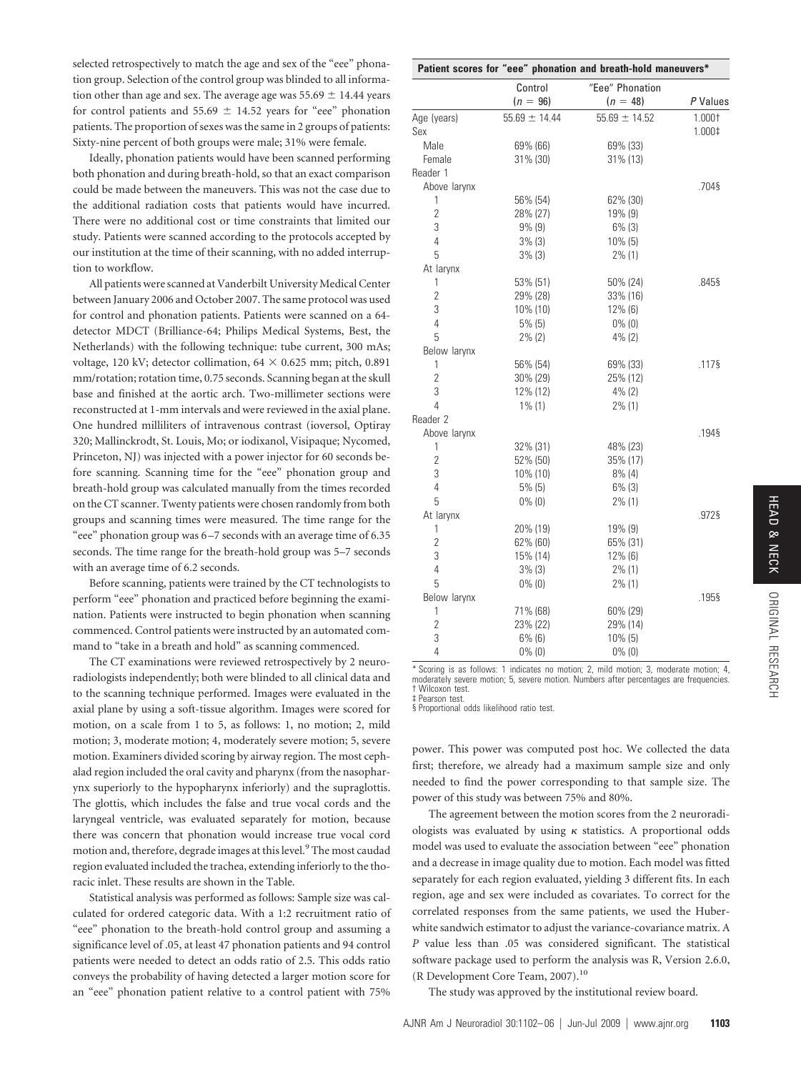selected retrospectively to match the age and sex of the "eee" phonation group. Selection of the control group was blinded to all information other than age and sex. The average age was 55.69 ± 14.44 years for control patients and 55.69 ± 14.52 years for "eee" phonation patients. The proportion of sexes was the same in 2 groups of patients: Sixty-nine percent of both groups were male; 31% were female.

Ideally, phonation patients would have been scanned performing both phonation and during breath-hold, so that an exact comparison could be made between the maneuvers. This was not the case due to the additional radiation costs that patients would have incurred. There were no additional cost or time constraints that limited our study. Patients were scanned according to the protocols accepted by our institution at the time of their scanning, with no added interruption to workflow.

All patients were scanned at Vanderbilt University Medical Center between January 2006 and October 2007. The same protocol was used for control and phonation patients. Patients were scanned on a 64-detector MDCT (Brilliance-64; Philips Medical Systems, Best, the Netherlands) with the following technique: tube current, 300 mAs; voltage, 120 kV; detector collimation, 64 × 0.625 mm; pitch, 0.891 mm/rotation; rotation time, 0.75 seconds. Scanning began at the skull base and finished at the aortic arch. Two-millimeter sections were reconstructed at 1-mm intervals and were reviewed in the axial plane. One hundred milliliters of intravenous contrast (ioversol, Optiray 320; Mallinckrodt, St. Louis, Mo; or iodixanol, Visipaque; Nycomed, Princeton, NJ) was injected with a power injector for 60 seconds before scanning. Scanning time for the "eee" phonation group and breath-hold group was calculated manually from the times recorded on the CT scanner. Twenty patients were chosen randomly from both groups and scanning times were measured. The time range for the "eee" phonation group was 6–7 seconds with an average time of 6.35 seconds. The time range for the breath-hold group was 5–7 seconds with an average time of 6.2 seconds.

Before scanning, patients were trained by the CT technologists to perform "eee" phonation and practiced before beginning the examination. Patients were instructed to begin phonation when scanning commenced. Control patients were instructed by an automated command to "take in a breath and hold" as scanning commenced.

The CT examinations were reviewed retrospectively by 2 neuroradiologists independently; both were blinded to all clinical data and to the scanning technique performed. Images were evaluated in the axial plane by using a soft-tissue algorithm. Images were scored for motion, on a scale from 1 to 5, as follows: 1, no motion; 2, mild motion; 3, moderate motion; 4, moderately severe motion; 5, severe motion. Examiners divided scoring by airway region. The most cephalad region included the oral cavity and pharynx (from the nasopharynx superiorly to the hypopharynx inferiorly) and the supraglottis. The glottis, which includes the false and true vocal cords and the laryngeal ventricle, was evaluated separately for motion, because there was concern that phonation would increase true vocal cord motion and, therefore, degrade images at this level.[9] The most caudad region evaluated included the trachea, extending inferiorly to the thoracic inlet. These results are shown in the Table.

Statistical analysis was performed as follows: Sample size was calculated for ordered categoric data. With a 1:2 recruitment ratio of "eee" phonation to the breath-hold control group and assuming a significance level of .05, at least 47 phonation patients and 94 control patients were needed to detect an odds ratio of 2.5. This odds ratio conveys the probability of having detected a larger motion score for an "eee" phonation patient relative to a control patient with 75% power. This power was computed post hoc. We collected the data first; therefore, we already had a maximum sample size and only needed to find the power corresponding to that sample size. The power of this study was between 75% and 80%.

The agreement between the motion scores from the 2 neuroradiologists was evaluated by using $\kappa$ statistics. A proportional odds model was used to evaluate the association between "eee" phonation and a decrease in image quality due to motion. Each model was fitted separately for each region evaluated, yielding 3 different fits. In each region, age and sex were included as covariates. To correct for the correlated responses from the same patients, we used the Huber-white sandwich estimator to adjust the variance-covariance matrix. A $P$ value less than .05 was considered significant. The statistical software package used to perform the analysis was R, Version 2.6.0, (R Development Core Team, 2007).[10]

The study was approved by the institutional review board.

**Patient scores for "eee" phonation and breath-hold maneuvers***

| | Control ($n$ = 96) | "Eee" Phonation ($n$ = 48) | $P$ Values |
|---|---|---|---|
| Age (years) | 55.69 ± 14.44 | 55.69 ± 14.52 | 1.000† |
| Sex | | | 1.000‡ |
| Male | 69% (66) | 69% (33) | |
| Female | 31% (30) | 31% (13) | |
| Reader 1 | | | |
| Above larynx | | | .704§ |
| 1 | 56% (54) | 62% (30) | |
| 2 | 28% (27) | 19% (9) | |
| 3 | 9% (9) | 6% (3) | |
| 4 | 3% (3) | 10% (5) | |
| 5 | 3% (3) | 2% (1) | |
| At larynx | | | .845§ |
| 1 | 53% (51) | 50% (24) | |
| 2 | 29% (28) | 33% (16) | |
| 3 | 10% (10) | 12% (6) | |
| 4 | 5% (5) | 0% (0) | |
| 5 | 2% (2) | 4% (2) | |
| Below larynx | | | .117§ |
| 1 | 56% (54) | 69% (33) | |
| 2 | 30% (29) | 25% (12) | |
| 3 | 12% (12) | 4% (2) | |
| 4 | 1% (1) | 2% (1) | |
| Reader 2 | | | |
| Above larynx | | | .194§ |
| 1 | 32% (31) | 48% (23) | |
| 2 | 52% (50) | 35% (17) | |
| 3 | 10% (10) | 8% (4) | |
| 4 | 5% (5) | 6% (3) | |
| 5 | 0% (0) | 2% (1) | |
| At larynx | | | .972§ |
| 1 | 20% (19) | 19% (9) | |
| 2 | 62% (60) | 65% (31) | |
| 3 | 15% (14) | 12% (6) | |
| 4 | 3% (3) | 2% (1) | |
| 5 | 0% (0) | 2% (1) | |
| Below larynx | | | .195§ |
| 1 | 71% (68) | 60% (29) | |
| 2 | 23% (22) | 29% (14) | |
| 3 | 6% (6) | 10% (5) | |
| 4 | 0% (0) | 0% (0) | |

* Scoring is as follows: 1 indicates no motion; 2, mild motion; 3, moderate motion; 4, moderately severe motion; 5, severe motion. Numbers after percentages are frequencies.
† Wilcoxon test.
‡ Pearson test.
§ Proportional odds likelihood ratio test.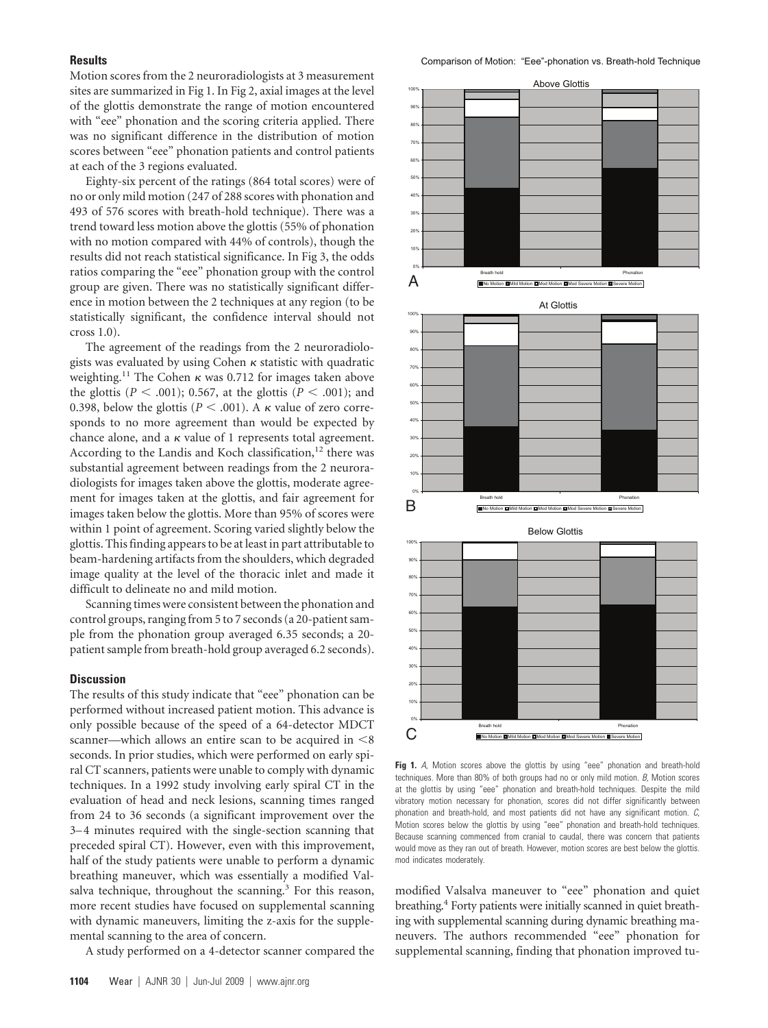## Results

Motion scores from the 2 neuroradiologists at 3 measurement sites are summarized in Fig 1. In Fig 2, axial images at the level of the glottis demonstrate the range of motion encountered with "eee" phonation and the scoring criteria applied. There was no significant difference in the distribution of motion scores between "eee" phonation patients and control patients at each of the 3 regions evaluated.

Eighty-six percent of the ratings (864 total scores) were of no or only mild motion (247 of 288 scores with phonation and 493 of 576 scores with breath-hold technique). There was a trend toward less motion above the glottis (55% of phonation with no motion compared with 44% of controls), though the results did not reach statistical significance. In Fig 3, the odds ratios comparing the "eee" phonation group with the control group are given. There was no statistically significant difference in motion between the 2 techniques at any region (to be statistically significant, the confidence interval should not cross 1.0).

The agreement of the readings from the 2 neuroradiologists was evaluated by using Cohen $\kappa$ statistic with quadratic weighting.[11] The Cohen $\kappa$ was 0.712 for images taken above the glottis ($P < .001$); 0.567, at the glottis ($P < .001$); and 0.398, below the glottis ($P < .001$). A $\kappa$ value of zero corresponds to no more agreement than would be expected by chance alone, and a $\kappa$ value of 1 represents total agreement. According to the Landis and Koch classification,[12] there was substantial agreement between readings from the 2 neuroradiologists for images taken above the glottis, moderate agreement for images taken at the glottis, and fair agreement for images taken below the glottis. More than 95% of scores were within 1 point of agreement. Scoring varied slightly below the glottis. This finding appears to be at least in part attributable to beam-hardening artifacts from the shoulders, which degraded image quality at the level of the thoracic inlet and made it difficult to delineate no and mild motion.

Scanning times were consistent between the phonation and control groups, ranging from 5 to 7 seconds (a 20-patient sample from the phonation group averaged 6.35 seconds; a 20-patient sample from breath-hold group averaged 6.2 seconds).

## Discussion

The results of this study indicate that "eee" phonation can be performed without increased patient motion. This advance is only possible because of the speed of a 64-detector MDCT scanner—which allows an entire scan to be acquired in <8 seconds. In prior studies, which were performed on early spiral CT scanners, patients were unable to comply with dynamic techniques. In a 1992 study involving early spiral CT in the evaluation of head and neck lesions, scanning times ranged from 24 to 36 seconds (a significant improvement over the 3–4 minutes required with the single-section scanning that preceded spiral CT). However, even with this improvement, half of the study patients were unable to perform a dynamic breathing maneuver, which was essentially a modified Valsalva technique, throughout the scanning.[3] For this reason, more recent studies have focused on supplemental scanning with dynamic maneuvers, limiting the z-axis for the supplemental scanning to the area of concern.

A study performed on a 4-detector scanner compared the modified Valsalva maneuver to "eee" phonation and quiet breathing.[4] Forty patients were initially scanned in quiet breathing with supplemental scanning during dynamic breathing maneuvers. The authors recommended "eee" phonation for supplemental scanning, finding that phonation improved tu-

Comparison of Motion: "Eee"-phonation vs. Breath-hold Technique

**Fig 1.** *A*, Motion scores above the glottis by using "eee" phonation and breath-hold techniques. More than 80% of both groups had no or only mild motion. *B*, Motion scores at the glottis by using "eee" phonation and breath-hold techniques. Despite the mild vibratory motion necessary for phonation, scores did not differ significantly between phonation and breath-hold, and most patients did not have any significant motion. *C*, Motion scores below the glottis by using "eee" phonation and breath-hold techniques. Because scanning commenced from cranial to caudal, there was concern that patients would move as they ran out of breath. However, motion scores are best below the glottis. mod indicates moderately.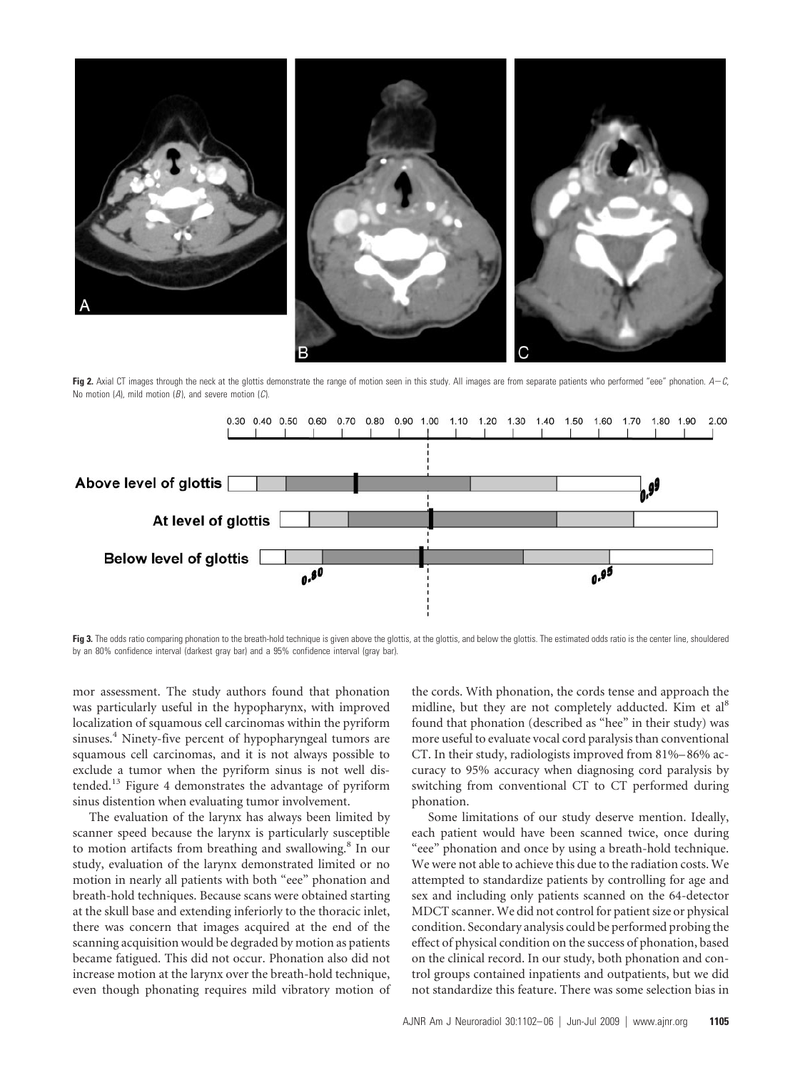Fig 2. Axial CT images through the neck at the glottis demonstrate the range of motion seen in this study. All images are from separate patients who performed "eee" phonation. *A–C*, No motion (*A*), mild motion (*B*), and severe motion (*C*).

Fig 3. The odds ratio comparing phonation to the breath-hold technique is given above the glottis, at the glottis, and below the glottis. The estimated odds ratio is the center line, shouldered by an 80% confidence interval (darkest gray bar) and a 95% confidence interval (gray bar).

mor assessment. The study authors found that phonation was particularly useful in the hypopharynx, with improved localization of squamous cell carcinomas within the pyriform sinuses.[4] Ninety-five percent of hypopharyngeal tumors are squamous cell carcinomas, and it is not always possible to exclude a tumor when the pyriform sinus is not well distended.[13] Figure 4 demonstrates the advantage of pyriform sinus distention when evaluating tumor involvement.

The evaluation of the larynx has always been limited by scanner speed because the larynx is particularly susceptible to motion artifacts from breathing and swallowing.[8] In our study, evaluation of the larynx demonstrated limited or no motion in nearly all patients with both "eee" phonation and breath-hold techniques. Because scans were obtained starting at the skull base and extending inferiorly to the thoracic inlet, there was concern that images acquired at the end of the scanning acquisition would be degraded by motion as patients became fatigued. This did not occur. Phonation also did not increase motion at the larynx over the breath-hold technique, even though phonating requires mild vibratory motion of the cords. With phonation, the cords tense and approach the midline, but they are not completely adducted. Kim et al[8] found that phonation (described as "hee" in their study) was more useful to evaluate vocal cord paralysis than conventional CT. In their study, radiologists improved from 81%–86% accuracy to 95% accuracy when diagnosing cord paralysis by switching from conventional CT to CT performed during phonation.

Some limitations of our study deserve mention. Ideally, each patient would have been scanned twice, once during "eee" phonation and once by using a breath-hold technique. We were not able to achieve this due to the radiation costs. We attempted to standardize patients by controlling for age and sex and including only patients scanned on the 64-detector MDCT scanner. We did not control for patient size or physical condition. Secondary analysis could be performed probing the effect of physical condition on the success of phonation, based on the clinical record. In our study, both phonation and control groups contained inpatients and outpatients, but we did not standardize this feature. There was some selection bias in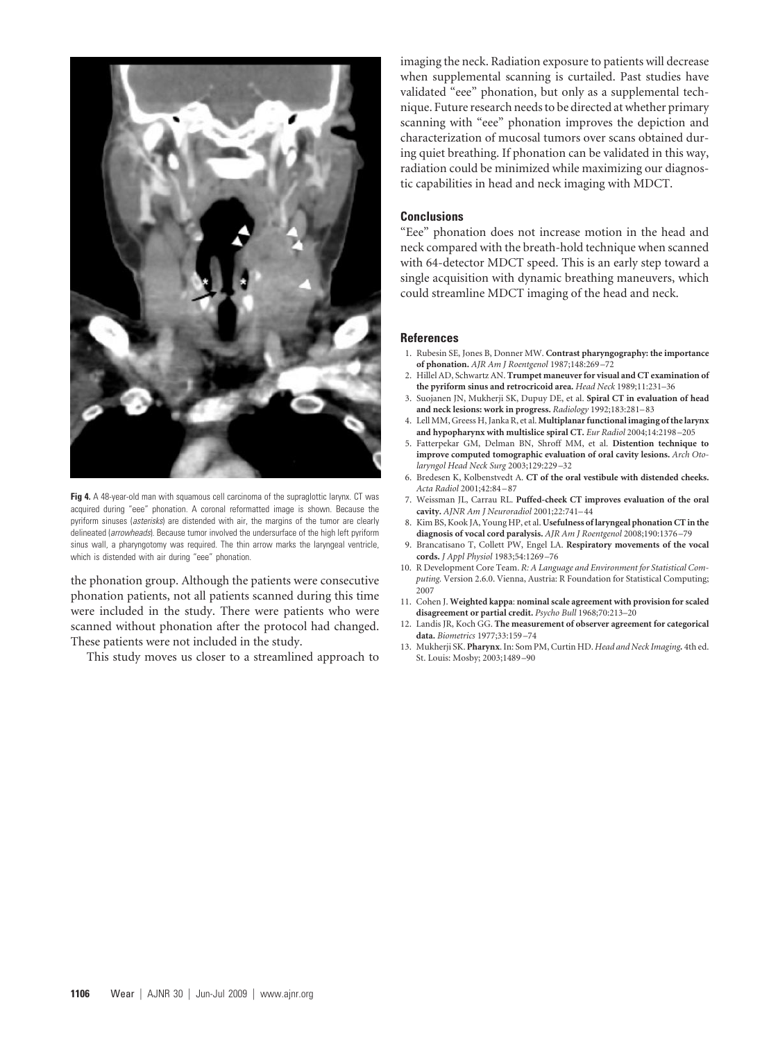Fig 4. A 48-year-old man with squamous cell carcinoma of the supraglottic larynx. CT was acquired during "eee" phonation. A coronal reformatted image is shown. Because the pyriform sinuses (*asterisks*) are distended with air, the margins of the tumor are clearly delineated (*arrowheads*). Because tumor involved the undersurface of the high left pyriform sinus wall, a pharyngotomy was required. The thin arrow marks the laryngeal ventricle, which is distended with air during "eee" phonation.

the phonation group. Although the patients were consecutive phonation patients, not all patients scanned during this time were included in the study. There were patients who were scanned without phonation after the protocol had changed. These patients were not included in the study.

This study moves us closer to a streamlined approach to imaging the neck. Radiation exposure to patients will decrease when supplemental scanning is curtailed. Past studies have validated "eee" phonation, but only as a supplemental technique. Future research needs to be directed at whether primary scanning with "eee" phonation improves the depiction and characterization of mucosal tumors over scans obtained during quiet breathing. If phonation can be validated in this way, radiation could be minimized while maximizing our diagnostic capabilities in head and neck imaging with MDCT.

## Conclusions

"Eee" phonation does not increase motion in the head and neck compared with the breath-hold technique when scanned with 64-detector MDCT speed. This is an early step toward a single acquisition with dynamic breathing maneuvers, which could streamline MDCT imaging of the head and neck.

## References

1. Rubesin SE, Jones B, Donner MW. **Contrast pharyngography: the importance of phonation.** *AJR Am J Roentgenol* 1987;148:269–72
2. Hillel AD, Schwartz AN. **Trumpet maneuver for visual and CT examination of the pyriform sinus and retrocricoid area.** *Head Neck* 1989;11:231–36
3. Suojanen JN, Mukherji SK, Dupuy DE, et al. **Spiral CT in evaluation of head and neck lesions: work in progress.** *Radiology* 1992;183:281–83
4. Lell MM, Greess H, Janka R, et al. **Multiplanar functional imaging of the larynx and hypopharynx with multislice spiral CT.** *Eur Radiol* 2004;14:2198–205
5. Fatterpekar GM, Delman BN, Shroff MM, et al. **Distention technique to improve computed tomographic evaluation of oral cavity lesions.** *Arch Otolaryngol Head Neck Surg* 2003;129:229–32
6. Bredesen K, Kolbenstvedt A. **CT of the oral vestibule with distended cheeks.** *Acta Radiol* 2001;42:84–87
7. Weissman JL, Carrau RL. **Puffed-cheek CT improves evaluation of the oral cavity.** *AJNR Am J Neuroradiol* 2001;22:741–44
8. Kim BS, Kook JA, Young HP, et al. **Usefulness of laryngeal phonation CT in the diagnosis of vocal cord paralysis.** *AJR Am J Roentgenol* 2008;190:1376–79
9. Brancatisano T, Collett PW, Engel LA. **Respiratory movements of the vocal cords.** *J Appl Physiol* 1983;54:1269–76
10. R Development Core Team. *R: A Language and Environment for Statistical Computing.* Version 2.6.0. Vienna, Austria: R Foundation for Statistical Computing; 2007
11. Cohen J. **Weighted kappa**: **nominal scale agreement with provision for scaled disagreement or partial credit.** *Psycho Bull* 1968;70:213–20
12. Landis JR, Koch GG. **The measurement of observer agreement for categorical data.** *Biometrics* 1977;33:159–74
13. Mukherji SK. **Pharynx**. In: Som PM, Curtin HD. *Head and Neck Imaging.* 4th ed. St. Louis: Mosby; 2003;1489–90